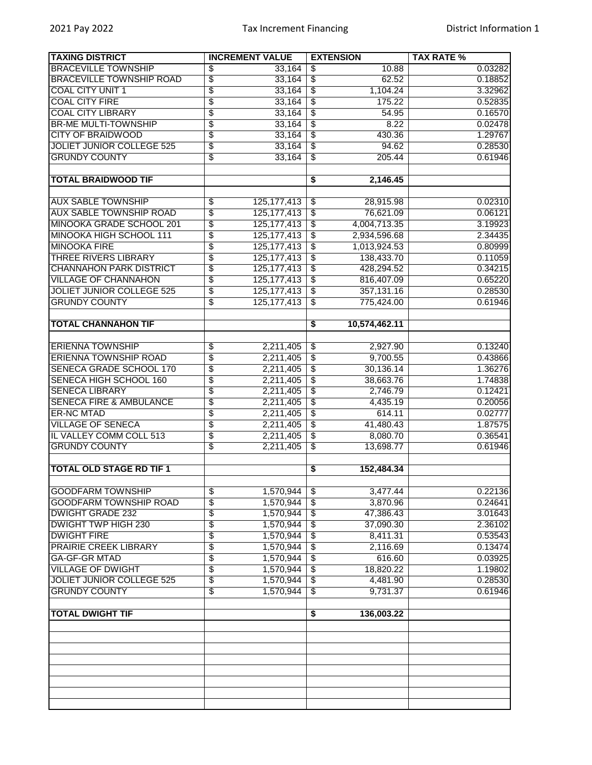| TAXING DISTRICT | INCREMENT VALUE | EXTENSION | TAX RATE % |
|---|---|---|---|
| BRACEVILLE TOWNSHIP | $ 33,164 | $ 10.88 | 0.03282 |
| BRACEVILLE TOWNSHIP ROAD | $ 33,164 | $ 62.52 | 0.18852 |
| COAL CITY UNIT 1 | $ 33,164 | $ 1,104.24 | 3.32962 |
| COAL CITY FIRE | $ 33,164 | $ 175.22 | 0.52835 |
| COAL CITY LIBRARY | $ 33,164 | $ 54.95 | 0.16570 |
| BR-ME MULTI-TOWNSHIP | $ 33,164 | $ 8.22 | 0.02478 |
| CITY OF BRAIDWOOD | $ 33,164 | $ 430.36 | 1.29767 |
| JOLIET JUNIOR COLLEGE 525 | $ 33,164 | $ 94.62 | 0.28530 |
| GRUNDY COUNTY | $ 33,164 | $ 205.44 | 0.61946 |
| | | | |
| **TOTAL BRAIDWOOD TIF** | | **$ 2,146.45** | |
| | | | |
| AUX SABLE TOWNSHIP | $ 125,177,413 | $ 28,915.98 | 0.02310 |
| AUX SABLE TOWNSHIP ROAD | $ 125,177,413 | $ 76,621.09 | 0.06121 |
| MINOOKA GRADE SCHOOL 201 | $ 125,177,413 | $ 4,004,713.35 | 3.19923 |
| MINOOKA HIGH SCHOOL 111 | $ 125,177,413 | $ 2,934,596.68 | 2.34435 |
| MINOOKA FIRE | $ 125,177,413 | $ 1,013,924.53 | 0.80999 |
| THREE RIVERS LIBRARY | $ 125,177,413 | $ 138,433.70 | 0.11059 |
| CHANNAHON PARK DISTRICT | $ 125,177,413 | $ 428,294.52 | 0.34215 |
| VILLAGE OF CHANNAHON | $ 125,177,413 | $ 816,407.09 | 0.65220 |
| JOLIET JUNIOR COLLEGE 525 | $ 125,177,413 | $ 357,131.16 | 0.28530 |
| GRUNDY COUNTY | $ 125,177,413 | $ 775,424.00 | 0.61946 |
| | | | |
| **TOTAL CHANNAHON TIF** | | **$ 10,574,462.11** | |
| | | | |
| ERIENNA TOWNSHIP | $ 2,211,405 | $ 2,927.90 | 0.13240 |
| ERIENNA TOWNSHIP ROAD | $ 2,211,405 | $ 9,700.55 | 0.43866 |
| SENECA GRADE SCHOOL 170 | $ 2,211,405 | $ 30,136.14 | 1.36276 |
| SENECA HIGH SCHOOL 160 | $ 2,211,405 | $ 38,663.76 | 1.74838 |
| SENECA LIBRARY | $ 2,211,405 | $ 2,746.79 | 0.12421 |
| SENECA FIRE & AMBULANCE | $ 2,211,405 | $ 4,435.19 | 0.20056 |
| ER-NC MTAD | $ 2,211,405 | $ 614.11 | 0.02777 |
| VILLAGE OF SENECA | $ 2,211,405 | $ 41,480.43 | 1.87575 |
| IL VALLEY COMM COLL 513 | $ 2,211,405 | $ 8,080.70 | 0.36541 |
| GRUNDY COUNTY | $ 2,211,405 | $ 13,698.77 | 0.61946 |
| | | | |
| **TOTAL OLD STAGE RD TIF 1** | | **$ 152,484.34** | |
| | | | |
| GOODFARM TOWNSHIP | $ 1,570,944 | $ 3,477.44 | 0.22136 |
| GOODFARM TOWNSHIP ROAD | $ 1,570,944 | $ 3,870.96 | 0.24641 |
| DWIGHT GRADE 232 | $ 1,570,944 | $ 47,386.43 | 3.01643 |
| DWIGHT TWP HIGH 230 | $ 1,570,944 | $ 37,090.30 | 2.36102 |
| DWIGHT FIRE | $ 1,570,944 | $ 8,411.31 | 0.53543 |
| PRAIRIE CREEK LIBRARY | $ 1,570,944 | $ 2,116.69 | 0.13474 |
| GA-GF-GR MTAD | $ 1,570,944 | $ 616.60 | 0.03925 |
| VILLAGE OF DWIGHT | $ 1,570,944 | $ 18,820.22 | 1.19802 |
| JOLIET JUNIOR COLLEGE 525 | $ 1,570,944 | $ 4,481.90 | 0.28530 |
| GRUNDY COUNTY | $ 1,570,944 | $ 9,731.37 | 0.61946 |
| | | | |
| **TOTAL DWIGHT TIF** | | **$ 136,003.22** | |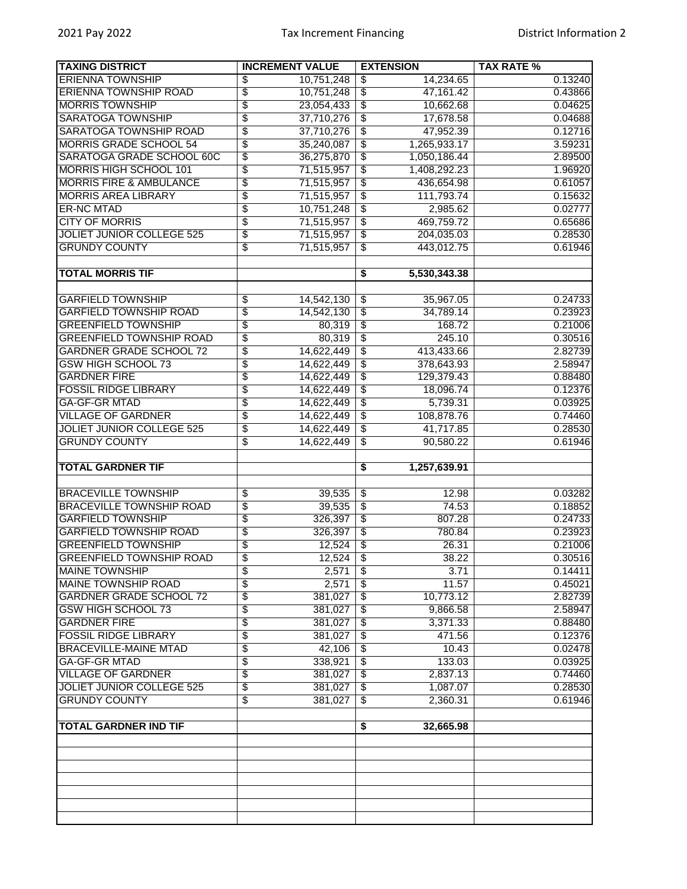| TAXING DISTRICT | INCREMENT VALUE | EXTENSION | TAX RATE % |
|---|---|---|---|
| ERIENNA TOWNSHIP | $ 10,751,248 | $ 14,234.65 | 0.13240 |
| ERIENNA TOWNSHIP ROAD | $ 10,751,248 | $ 47,161.42 | 0.43866 |
| MORRIS TOWNSHIP | $ 23,054,433 | $ 10,662.68 | 0.04625 |
| SARATOGA TOWNSHIP | $ 37,710,276 | $ 17,678.58 | 0.04688 |
| SARATOGA TOWNSHIP ROAD | $ 37,710,276 | $ 47,952.39 | 0.12716 |
| MORRIS GRADE SCHOOL 54 | $ 35,240,087 | $ 1,265,933.17 | 3.59231 |
| SARATOGA GRADE SCHOOL 60C | $ 36,275,870 | $ 1,050,186.44 | 2.89500 |
| MORRIS HIGH SCHOOL 101 | $ 71,515,957 | $ 1,408,292.23 | 1.96920 |
| MORRIS FIRE & AMBULANCE | $ 71,515,957 | $ 436,654.98 | 0.61057 |
| MORRIS AREA LIBRARY | $ 71,515,957 | $ 111,793.74 | 0.15632 |
| ER-NC MTAD | $ 10,751,248 | $ 2,985.62 | 0.02777 |
| CITY OF MORRIS | $ 71,515,957 | $ 469,759.72 | 0.65686 |
| JOLIET JUNIOR COLLEGE 525 | $ 71,515,957 | $ 204,035.03 | 0.28530 |
| GRUNDY COUNTY | $ 71,515,957 | $ 443,012.75 | 0.61946 |
| | | | |
| **TOTAL MORRIS TIF** | | **$ 5,530,343.38** | |
| | | | |
| GARFIELD TOWNSHIP | $ 14,542,130 | $ 35,967.05 | 0.24733 |
| GARFIELD TOWNSHIP ROAD | $ 14,542,130 | $ 34,789.14 | 0.23923 |
| GREENFIELD TOWNSHIP | $ 80,319 | $ 168.72 | 0.21006 |
| GREENFIELD TOWNSHIP ROAD | $ 80,319 | $ 245.10 | 0.30516 |
| GARDNER GRADE SCHOOL 72 | $ 14,622,449 | $ 413,433.66 | 2.82739 |
| GSW HIGH SCHOOL 73 | $ 14,622,449 | $ 378,643.93 | 2.58947 |
| GARDNER FIRE | $ 14,622,449 | $ 129,379.43 | 0.88480 |
| FOSSIL RIDGE LIBRARY | $ 14,622,449 | $ 18,096.74 | 0.12376 |
| GA-GF-GR MTAD | $ 14,622,449 | $ 5,739.31 | 0.03925 |
| VILLAGE OF GARDNER | $ 14,622,449 | $ 108,878.76 | 0.74460 |
| JOLIET JUNIOR COLLEGE 525 | $ 14,622,449 | $ 41,717.85 | 0.28530 |
| GRUNDY COUNTY | $ 14,622,449 | $ 90,580.22 | 0.61946 |
| | | | |
| **TOTAL GARDNER TIF** | | **$ 1,257,639.91** | |
| | | | |
| BRACEVILLE TOWNSHIP | $ 39,535 | $ 12.98 | 0.03282 |
| BRACEVILLE TOWNSHIP ROAD | $ 39,535 | $ 74.53 | 0.18852 |
| GARFIELD TOWNSHIP | $ 326,397 | $ 807.28 | 0.24733 |
| GARFIELD TOWNSHIP ROAD | $ 326,397 | $ 780.84 | 0.23923 |
| GREENFIELD TOWNSHIP | $ 12,524 | $ 26.31 | 0.21006 |
| GREENFIELD TOWNSHIP ROAD | $ 12,524 | $ 38.22 | 0.30516 |
| MAINE TOWNSHIP | $ 2,571 | $ 3.71 | 0.14411 |
| MAINE TOWNSHIP ROAD | $ 2,571 | $ 11.57 | 0.45021 |
| GARDNER GRADE SCHOOL 72 | $ 381,027 | $ 10,773.12 | 2.82739 |
| GSW HIGH SCHOOL 73 | $ 381,027 | $ 9,866.58 | 2.58947 |
| GARDNER FIRE | $ 381,027 | $ 3,371.33 | 0.88480 |
| FOSSIL RIDGE LIBRARY | $ 381,027 | $ 471.56 | 0.12376 |
| BRACEVILLE-MAINE MTAD | $ 42,106 | $ 10.43 | 0.02478 |
| GA-GF-GR MTAD | $ 338,921 | $ 133.03 | 0.03925 |
| VILLAGE OF GARDNER | $ 381,027 | $ 2,837.13 | 0.74460 |
| JOLIET JUNIOR COLLEGE 525 | $ 381,027 | $ 1,087.07 | 0.28530 |
| GRUNDY COUNTY | $ 381,027 | $ 2,360.31 | 0.61946 |
| | | | |
| **TOTAL GARDNER IND TIF** | | **$ 32,665.98** | |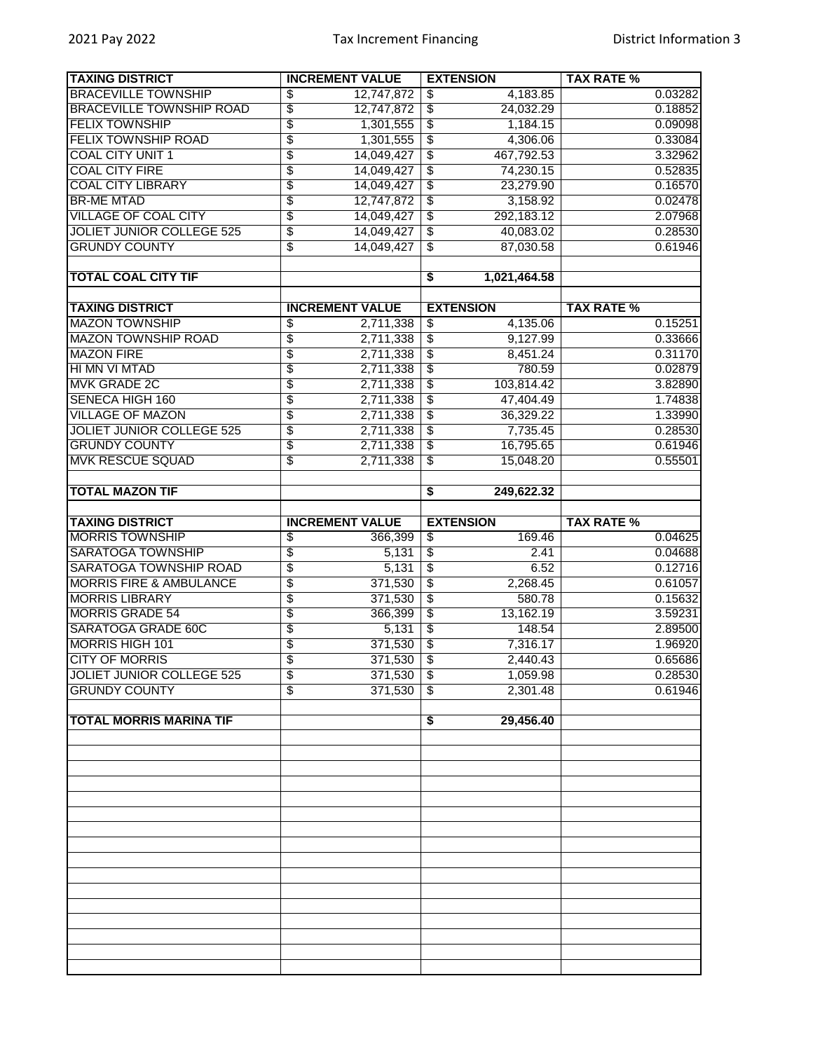| TAXING DISTRICT | INCREMENT VALUE | EXTENSION | TAX RATE % |
|---|---|---|---|
| BRACEVILLE TOWNSHIP | $ 12,747,872 | $ 4,183.85 | 0.03282 |
| BRACEVILLE TOWNSHIP ROAD | $ 12,747,872 | $ 24,032.29 | 0.18852 |
| FELIX TOWNSHIP | $ 1,301,555 | $ 1,184.15 | 0.09098 |
| FELIX TOWNSHIP ROAD | $ 1,301,555 | $ 4,306.06 | 0.33084 |
| COAL CITY UNIT 1 | $ 14,049,427 | $ 467,792.53 | 3.32962 |
| COAL CITY FIRE | $ 14,049,427 | $ 74,230.15 | 0.52835 |
| COAL CITY LIBRARY | $ 14,049,427 | $ 23,279.90 | 0.16570 |
| BR-ME MTAD | $ 12,747,872 | $ 3,158.92 | 0.02478 |
| VILLAGE OF COAL CITY | $ 14,049,427 | $ 292,183.12 | 2.07968 |
| JOLIET JUNIOR COLLEGE 525 | $ 14,049,427 | $ 40,083.02 | 0.28530 |
| GRUNDY COUNTY | $ 14,049,427 | $ 87,030.58 | 0.61946 |
| | | | |
| **TOTAL COAL CITY TIF** | | **$ 1,021,464.58** | |
| | | | |
| **TAXING DISTRICT** | **INCREMENT VALUE** | **EXTENSION** | **TAX RATE %** |
| MAZON TOWNSHIP | $ 2,711,338 | $ 4,135.06 | 0.15251 |
| MAZON TOWNSHIP ROAD | $ 2,711,338 | $ 9,127.99 | 0.33666 |
| MAZON FIRE | $ 2,711,338 | $ 8,451.24 | 0.31170 |
| HI MN VI MTAD | $ 2,711,338 | $ 780.59 | 0.02879 |
| MVK GRADE 2C | $ 2,711,338 | $ 103,814.42 | 3.82890 |
| SENECA HIGH 160 | $ 2,711,338 | $ 47,404.49 | 1.74838 |
| VILLAGE OF MAZON | $ 2,711,338 | $ 36,329.22 | 1.33990 |
| JOLIET JUNIOR COLLEGE 525 | $ 2,711,338 | $ 7,735.45 | 0.28530 |
| GRUNDY COUNTY | $ 2,711,338 | $ 16,795.65 | 0.61946 |
| MVK RESCUE SQUAD | $ 2,711,338 | $ 15,048.20 | 0.55501 |
| | | | |
| **TOTAL MAZON TIF** | | **$ 249,622.32** | |
| | | | |
| **TAXING DISTRICT** | **INCREMENT VALUE** | **EXTENSION** | **TAX RATE %** |
| MORRIS TOWNSHIP | $ 366,399 | $ 169.46 | 0.04625 |
| SARATOGA TOWNSHIP | $ 5,131 | $ 2.41 | 0.04688 |
| SARATOGA TOWNSHIP ROAD | $ 5,131 | $ 6.52 | 0.12716 |
| MORRIS FIRE & AMBULANCE | $ 371,530 | $ 2,268.45 | 0.61057 |
| MORRIS LIBRARY | $ 371,530 | $ 580.78 | 0.15632 |
| MORRIS GRADE 54 | $ 366,399 | $ 13,162.19 | 3.59231 |
| SARATOGA GRADE 60C | $ 5,131 | $ 148.54 | 2.89500 |
| MORRIS HIGH 101 | $ 371,530 | $ 7,316.17 | 1.96920 |
| CITY OF MORRIS | $ 371,530 | $ 2,440.43 | 0.65686 |
| JOLIET JUNIOR COLLEGE 525 | $ 371,530 | $ 1,059.98 | 0.28530 |
| GRUNDY COUNTY | $ 371,530 | $ 2,301.48 | 0.61946 |
| | | | |
| **TOTAL MORRIS MARINA TIF** | | **$ 29,456.40** | |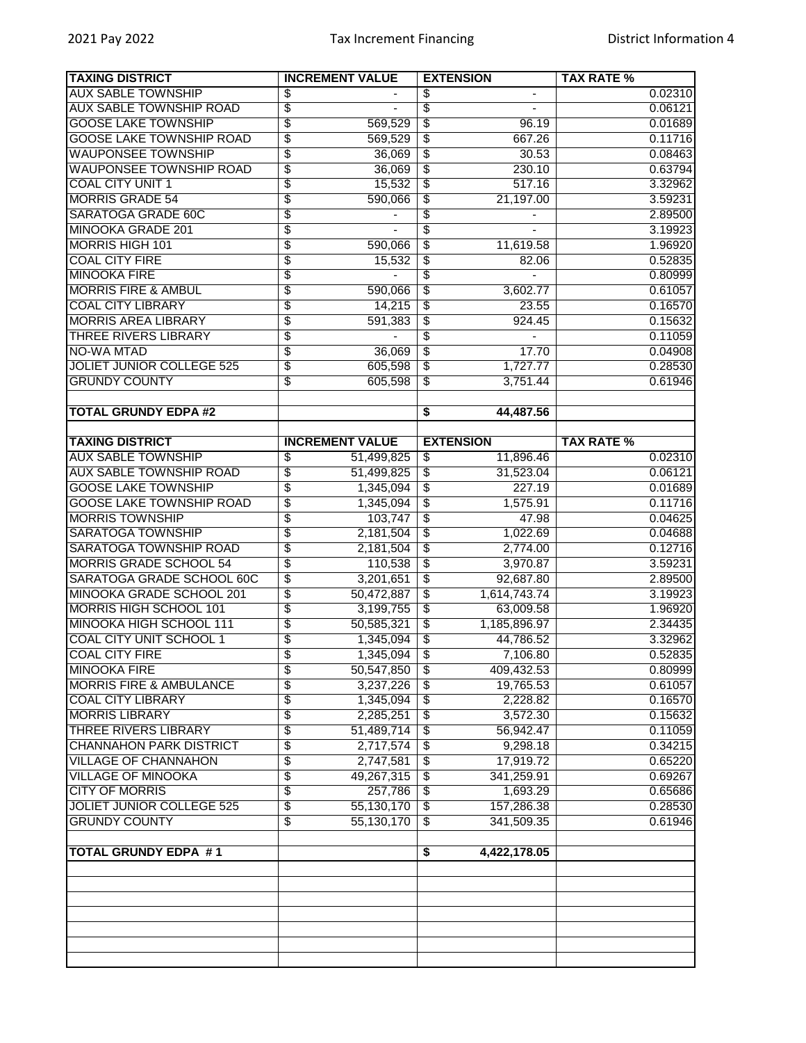| TAXING DISTRICT | INCREMENT VALUE | EXTENSION | TAX RATE % |
|---|---|---|---|
| AUX SABLE TOWNSHIP | $ - | $ - | 0.02310 |
| AUX SABLE TOWNSHIP ROAD | $ - | $ - | 0.06121 |
| GOOSE LAKE TOWNSHIP | $ 569,529 | $ 96.19 | 0.01689 |
| GOOSE LAKE TOWNSHIP ROAD | $ 569,529 | $ 667.26 | 0.11716 |
| WAUPONSEE TOWNSHIP | $ 36,069 | $ 30.53 | 0.08463 |
| WAUPONSEE TOWNSHIP ROAD | $ 36,069 | $ 230.10 | 0.63794 |
| COAL CITY UNIT 1 | $ 15,532 | $ 517.16 | 3.32962 |
| MORRIS GRADE 54 | $ 590,066 | $ 21,197.00 | 3.59231 |
| SARATOGA GRADE 60C | $ - | $ - | 2.89500 |
| MINOOKA GRADE 201 | $ - | $ - | 3.19923 |
| MORRIS HIGH 101 | $ 590,066 | $ 11,619.58 | 1.96920 |
| COAL CITY FIRE | $ 15,532 | $ 82.06 | 0.52835 |
| MINOOKA FIRE | $ - | $ - | 0.80999 |
| MORRIS FIRE & AMBUL | $ 590,066 | $ 3,602.77 | 0.61057 |
| COAL CITY LIBRARY | $ 14,215 | $ 23.55 | 0.16570 |
| MORRIS AREA LIBRARY | $ 591,383 | $ 924.45 | 0.15632 |
| THREE RIVERS LIBRARY | $ - | $ - | 0.11059 |
| NO-WA MTAD | $ 36,069 | $ 17.70 | 0.04908 |
| JOLIET JUNIOR COLLEGE 525 | $ 605,598 | $ 1,727.77 | 0.28530 |
| GRUNDY COUNTY | $ 605,598 | $ 3,751.44 | 0.61946 |
| | | | |
| **TOTAL GRUNDY EDPA #2** | | **$ 44,487.56** | |

| TAXING DISTRICT | INCREMENT VALUE | EXTENSION | TAX RATE % |
|---|---|---|---|
| AUX SABLE TOWNSHIP | $ 51,499,825 | $ 11,896.46 | 0.02310 |
| AUX SABLE TOWNSHIP ROAD | $ 51,499,825 | $ 31,523.04 | 0.06121 |
| GOOSE LAKE TOWNSHIP | $ 1,345,094 | $ 227.19 | 0.01689 |
| GOOSE LAKE TOWNSHIP ROAD | $ 1,345,094 | $ 1,575.91 | 0.11716 |
| MORRIS TOWNSHIP | $ 103,747 | $ 47.98 | 0.04625 |
| SARATOGA TOWNSHIP | $ 2,181,504 | $ 1,022.69 | 0.04688 |
| SARATOGA TOWNSHIP ROAD | $ 2,181,504 | $ 2,774.00 | 0.12716 |
| MORRIS GRADE SCHOOL 54 | $ 110,538 | $ 3,970.87 | 3.59231 |
| SARATOGA GRADE SCHOOL 60C | $ 3,201,651 | $ 92,687.80 | 2.89500 |
| MINOOKA GRADE SCHOOL 201 | $ 50,472,887 | $ 1,614,743.74 | 3.19923 |
| MORRIS HIGH SCHOOL 101 | $ 3,199,755 | $ 63,009.58 | 1.96920 |
| MINOOKA HIGH SCHOOL 111 | $ 50,585,321 | $ 1,185,896.97 | 2.34435 |
| COAL CITY UNIT SCHOOL 1 | $ 1,345,094 | $ 44,786.52 | 3.32962 |
| COAL CITY FIRE | $ 1,345,094 | $ 7,106.80 | 0.52835 |
| MINOOKA FIRE | $ 50,547,850 | $ 409,432.53 | 0.80999 |
| MORRIS FIRE & AMBULANCE | $ 3,237,226 | $ 19,765.53 | 0.61057 |
| COAL CITY LIBRARY | $ 1,345,094 | $ 2,228.82 | 0.16570 |
| MORRIS LIBRARY | $ 2,285,251 | $ 3,572.30 | 0.15632 |
| THREE RIVERS LIBRARY | $ 51,489,714 | $ 56,942.47 | 0.11059 |
| CHANNAHON PARK DISTRICT | $ 2,717,574 | $ 9,298.18 | 0.34215 |
| VILLAGE OF CHANNAHON | $ 2,747,581 | $ 17,919.72 | 0.65220 |
| VILLAGE OF MINOOKA | $ 49,267,315 | $ 341,259.91 | 0.69267 |
| CITY OF MORRIS | $ 257,786 | $ 1,693.29 | 0.65686 |
| JOLIET JUNIOR COLLEGE 525 | $ 55,130,170 | $ 157,286.38 | 0.28530 |
| GRUNDY COUNTY | $ 55,130,170 | $ 341,509.35 | 0.61946 |
| | | | |
| **TOTAL GRUNDY EDPA #1** | | **$ 4,422,178.05** | |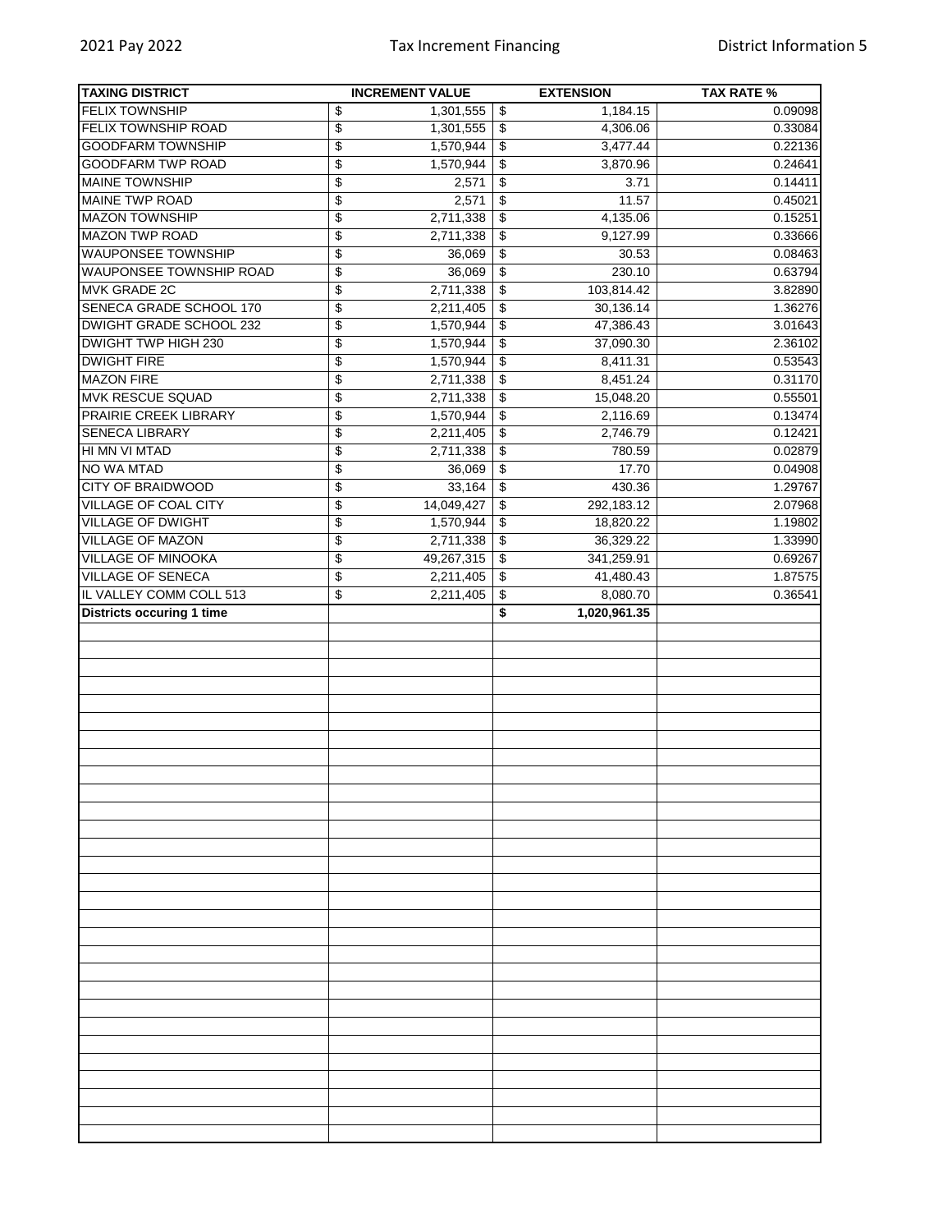| TAXING DISTRICT | INCREMENT VALUE | EXTENSION | TAX RATE % |
|---|---|---|---|
| FELIX TOWNSHIP | $ 1,301,555 | $ 1,184.15 | 0.09098 |
| FELIX TOWNSHIP ROAD | $ 1,301,555 | $ 4,306.06 | 0.33084 |
| GOODFARM TOWNSHIP | $ 1,570,944 | $ 3,477.44 | 0.22136 |
| GOODFARM TWP ROAD | $ 1,570,944 | $ 3,870.96 | 0.24641 |
| MAINE TOWNSHIP | $ 2,571 | $ 3.71 | 0.14411 |
| MAINE TWP ROAD | $ 2,571 | $ 11.57 | 0.45021 |
| MAZON TOWNSHIP | $ 2,711,338 | $ 4,135.06 | 0.15251 |
| MAZON TWP ROAD | $ 2,711,338 | $ 9,127.99 | 0.33666 |
| WAUPONSEE TOWNSHIP | $ 36,069 | $ 30.53 | 0.08463 |
| WAUPONSEE TOWNSHIP ROAD | $ 36,069 | $ 230.10 | 0.63794 |
| MVK GRADE 2C | $ 2,711,338 | $ 103,814.42 | 3.82890 |
| SENECA GRADE SCHOOL 170 | $ 2,211,405 | $ 30,136.14 | 1.36276 |
| DWIGHT GRADE SCHOOL 232 | $ 1,570,944 | $ 47,386.43 | 3.01643 |
| DWIGHT TWP HIGH 230 | $ 1,570,944 | $ 37,090.30 | 2.36102 |
| DWIGHT FIRE | $ 1,570,944 | $ 8,411.31 | 0.53543 |
| MAZON FIRE | $ 2,711,338 | $ 8,451.24 | 0.31170 |
| MVK RESCUE SQUAD | $ 2,711,338 | $ 15,048.20 | 0.55501 |
| PRAIRIE CREEK LIBRARY | $ 1,570,944 | $ 2,116.69 | 0.13474 |
| SENECA LIBRARY | $ 2,211,405 | $ 2,746.79 | 0.12421 |
| HI MN VI MTAD | $ 2,711,338 | $ 780.59 | 0.02879 |
| NO WA MTAD | $ 36,069 | $ 17.70 | 0.04908 |
| CITY OF BRAIDWOOD | $ 33,164 | $ 430.36 | 1.29767 |
| VILLAGE OF COAL CITY | $ 14,049,427 | $ 292,183.12 | 2.07968 |
| VILLAGE OF DWIGHT | $ 1,570,944 | $ 18,820.22 | 1.19802 |
| VILLAGE OF MAZON | $ 2,711,338 | $ 36,329.22 | 1.33990 |
| VILLAGE OF MINOOKA | $ 49,267,315 | $ 341,259.91 | 0.69267 |
| VILLAGE OF SENECA | $ 2,211,405 | $ 41,480.43 | 1.87575 |
| IL VALLEY COMM COLL 513 | $ 2,211,405 | $ 8,080.70 | 0.36541 |
| **Districts occuring 1 time** | | **$ 1,020,961.35** | |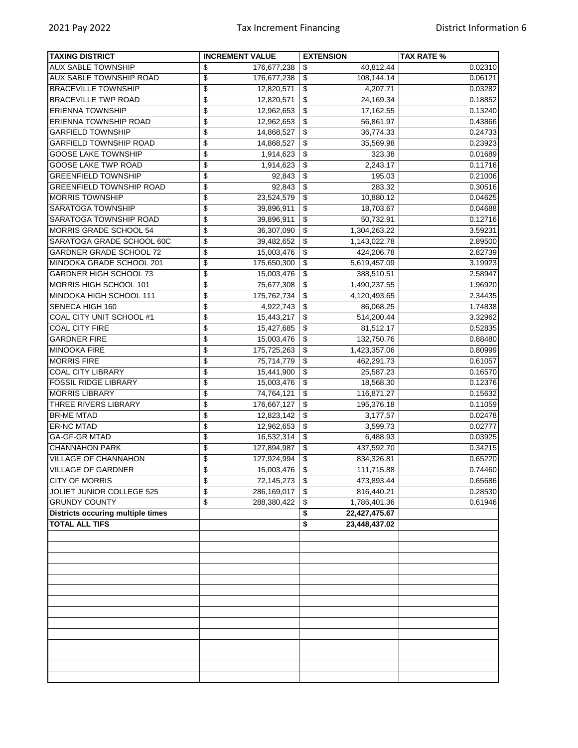| TAXING DISTRICT | INCREMENT VALUE | EXTENSION | TAX RATE % |
|---|---|---|---|
| AUX SABLE TOWNSHIP | $ 176,677,238 | $ 40,812.44 | 0.02310 |
| AUX SABLE TOWNSHIP ROAD | $ 176,677,238 | $ 108,144.14 | 0.06121 |
| BRACEVILLE TOWNSHIP | $ 12,820,571 | $ 4,207.71 | 0.03282 |
| BRACEVILLE TWP ROAD | $ 12,820,571 | $ 24,169.34 | 0.18852 |
| ERIENNA TOWNSHIP | $ 12,962,653 | $ 17,162.55 | 0.13240 |
| ERIENNA TOWNSHIP ROAD | $ 12,962,653 | $ 56,861.97 | 0.43866 |
| GARFIELD TOWNSHIP | $ 14,868,527 | $ 36,774.33 | 0.24733 |
| GARFIELD TOWNSHIP ROAD | $ 14,868,527 | $ 35,569.98 | 0.23923 |
| GOOSE LAKE TOWNSHIP | $ 1,914,623 | $ 323.38 | 0.01689 |
| GOOSE LAKE TWP ROAD | $ 1,914,623 | $ 2,243.17 | 0.11716 |
| GREENFIELD TOWNSHIP | $ 92,843 | $ 195.03 | 0.21006 |
| GREENFIELD TOWNSHIP ROAD | $ 92,843 | $ 283.32 | 0.30516 |
| MORRIS TOWNSHIP | $ 23,524,579 | $ 10,880.12 | 0.04625 |
| SARATOGA TOWNSHIP | $ 39,896,911 | $ 18,703.67 | 0.04688 |
| SARATOGA TOWNSHIP ROAD | $ 39,896,911 | $ 50,732.91 | 0.12716 |
| MORRIS GRADE SCHOOL 54 | $ 36,307,090 | $ 1,304,263.22 | 3.59231 |
| SARATOGA GRADE SCHOOL 60C | $ 39,482,652 | $ 1,143,022.78 | 2.89500 |
| GARDNER GRADE SCHOOL 72 | $ 15,003,476 | $ 424,206.78 | 2.82739 |
| MINOOKA GRADE SCHOOL 201 | $ 175,650,300 | $ 5,619,457.09 | 3.19923 |
| GARDNER HIGH SCHOOL 73 | $ 15,003,476 | $ 388,510.51 | 2.58947 |
| MORRIS HIGH SCHOOL 101 | $ 75,677,308 | $ 1,490,237.55 | 1.96920 |
| MINOOKA HIGH SCHOOL 111 | $ 175,762,734 | $ 4,120,493.65 | 2.34435 |
| SENECA HIGH 160 | $ 4,922,743 | $ 86,068.25 | 1.74838 |
| COAL CITY UNIT SCHOOL #1 | $ 15,443,217 | $ 514,200.44 | 3.32962 |
| COAL CITY FIRE | $ 15,427,685 | $ 81,512.17 | 0.52835 |
| GARDNER FIRE | $ 15,003,476 | $ 132,750.76 | 0.88480 |
| MINOOKA FIRE | $ 175,725,263 | $ 1,423,357.06 | 0.80999 |
| MORRIS FIRE | $ 75,714,779 | $ 462,291.73 | 0.61057 |
| COAL CITY LIBRARY | $ 15,441,900 | $ 25,587.23 | 0.16570 |
| FOSSIL RIDGE LIBRARY | $ 15,003,476 | $ 18,568.30 | 0.12376 |
| MORRIS LIBRARY | $ 74,764,121 | $ 116,871.27 | 0.15632 |
| THREE RIVERS LIBRARY | $ 176,667,127 | $ 195,376.18 | 0.11059 |
| BR-ME MTAD | $ 12,823,142 | $ 3,177.57 | 0.02478 |
| ER-NC MTAD | $ 12,962,653 | $ 3,599.73 | 0.02777 |
| GA-GF-GR MTAD | $ 16,532,314 | $ 6,488.93 | 0.03925 |
| CHANNAHON PARK | $ 127,894,987 | $ 437,592.70 | 0.34215 |
| VILLAGE OF CHANNAHON | $ 127,924,994 | $ 834,326.81 | 0.65220 |
| VILLAGE OF GARDNER | $ 15,003,476 | $ 111,715.88 | 0.74460 |
| CITY OF MORRIS | $ 72,145,273 | $ 473,893.44 | 0.65686 |
| JOLIET JUNIOR COLLEGE 525 | $ 286,169,017 | $ 816,440.21 | 0.28530 |
| GRUNDY COUNTY | $ 288,380,422 | $ 1,786,401.36 | 0.61946 |
| **Districts occuring multiple times** | | **$ 22,427,475.67** | |
| **TOTAL ALL TIFS** | | **$ 23,448,437.02** | |